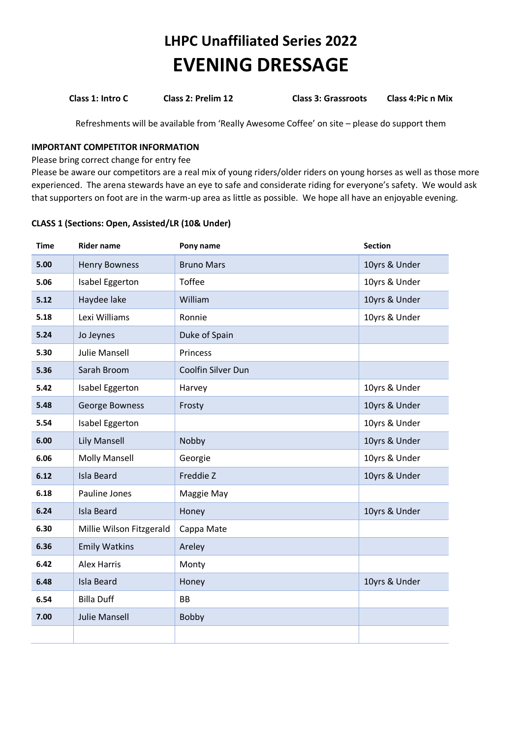# LHPC Unaffiliated Series 2022

# EVENING DRESSAGE

**Class 1: Intro C** **Class 2: Prelim 12** **Class 3: Grassroots** **Class 4:Pic n Mix**

Refreshments will be available from 'Really Awesome Coffee' on site – please do support them

**IMPORTANT COMPETITOR INFORMATION**

Please bring correct change for entry fee

Please be aware our competitors are a real mix of young riders/older riders on young horses as well as those more experienced. The arena stewards have an eye to safe and considerate riding for everyone's safety. We would ask that supporters on foot are in the warm-up area as little as possible. We hope all have an enjoyable evening.

**CLASS 1 (Sections: Open, Assisted/LR (10& Under)**

| Time | Rider name | Pony name | Section |
|---|---|---|---|
| 5.00 | Henry Bowness | Bruno Mars | 10yrs & Under |
| 5.06 | Isabel Eggerton | Toffee | 10yrs & Under |
| 5.12 | Haydee lake | William | 10yrs & Under |
| 5.18 | Lexi Williams | Ronnie | 10yrs & Under |
| 5.24 | Jo Jeynes | Duke of Spain | |
| 5.30 | Julie Mansell | Princess | |
| 5.36 | Sarah Broom | Coolfin Silver Dun | |
| 5.42 | Isabel Eggerton | Harvey | 10yrs & Under |
| 5.48 | George Bowness | Frosty | 10yrs & Under |
| 5.54 | Isabel Eggerton | | 10yrs & Under |
| 6.00 | Lily Mansell | Nobby | 10yrs & Under |
| 6.06 | Molly Mansell | Georgie | 10yrs & Under |
| 6.12 | Isla Beard | Freddie Z | 10yrs & Under |
| 6.18 | Pauline Jones | Maggie May | |
| 6.24 | Isla Beard | Honey | 10yrs & Under |
| 6.30 | Millie Wilson Fitzgerald | Cappa Mate | |
| 6.36 | Emily Watkins | Areley | |
| 6.42 | Alex Harris | Monty | |
| 6.48 | Isla Beard | Honey | 10yrs & Under |
| 6.54 | Billa Duff | BB | |
| 7.00 | Julie Mansell | Bobby | |
| | | | |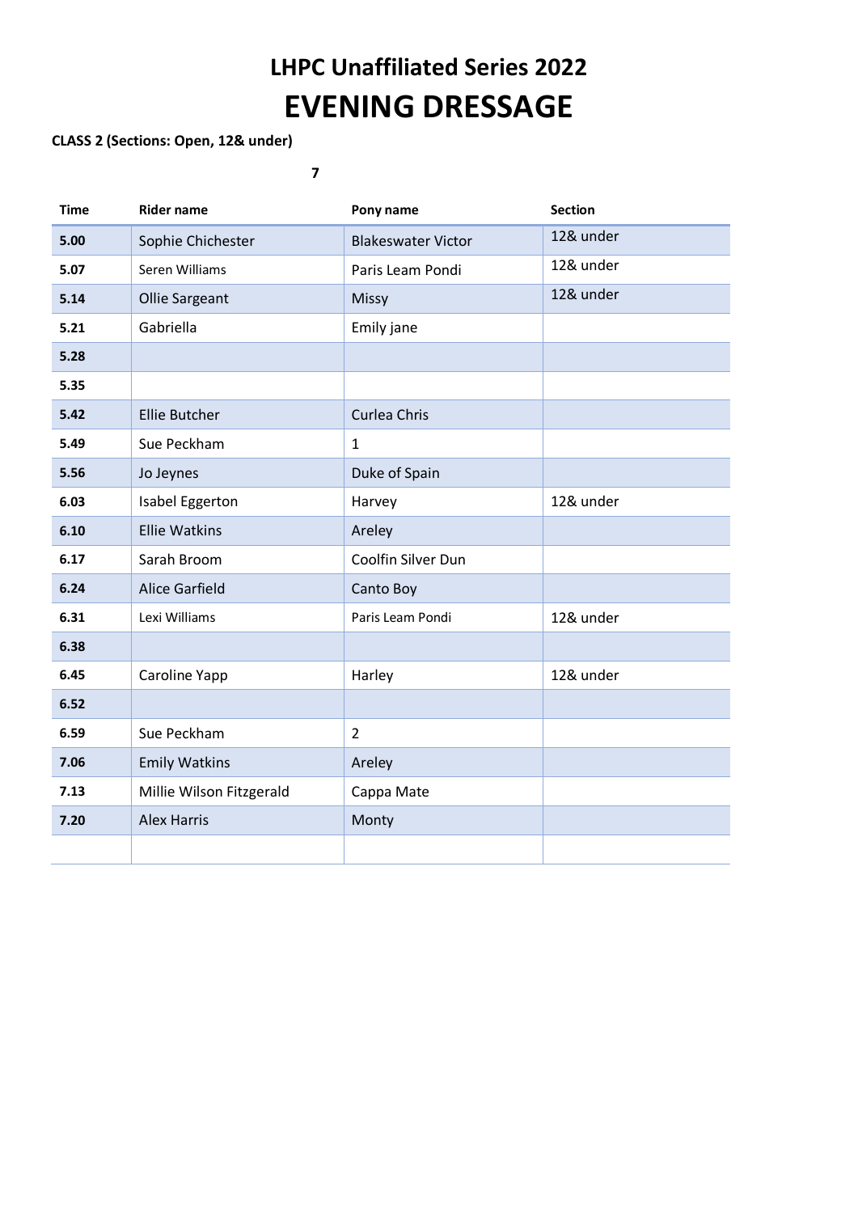## LHPC Unaffiliated Series 2022

# EVENING DRESSAGE

**CLASS 2 (Sections: Open, 12& under)**

**7**

| Time | Rider name | Pony name | Section |
|---|---|---|---|
| **5.00** | Sophie Chichester | Blakeswater Victor | 12& under |
| **5.07** | Seren Williams | Paris Leam Pondi | 12& under |
| **5.14** | Ollie Sargeant | Missy | 12& under |
| **5.21** | Gabriella | Emily jane | |
| **5.28** | | | |
| **5.35** | | | |
| **5.42** | Ellie Butcher | Curlea Chris | |
| **5.49** | Sue Peckham | 1 | |
| **5.56** | Jo Jeynes | Duke of Spain | |
| **6.03** | Isabel Eggerton | Harvey | 12& under |
| **6.10** | Ellie Watkins | Areley | |
| **6.17** | Sarah Broom | Coolfin Silver Dun | |
| **6.24** | Alice Garfield | Canto Boy | |
| **6.31** | Lexi Williams | Paris Leam Pondi | 12& under |
| **6.38** | | | |
| **6.45** | Caroline Yapp | Harley | 12& under |
| **6.52** | | | |
| **6.59** | Sue Peckham | 2 | |
| **7.06** | Emily Watkins | Areley | |
| **7.13** | Millie Wilson Fitzgerald | Cappa Mate | |
| **7.20** | Alex Harris | Monty | |
| | | | |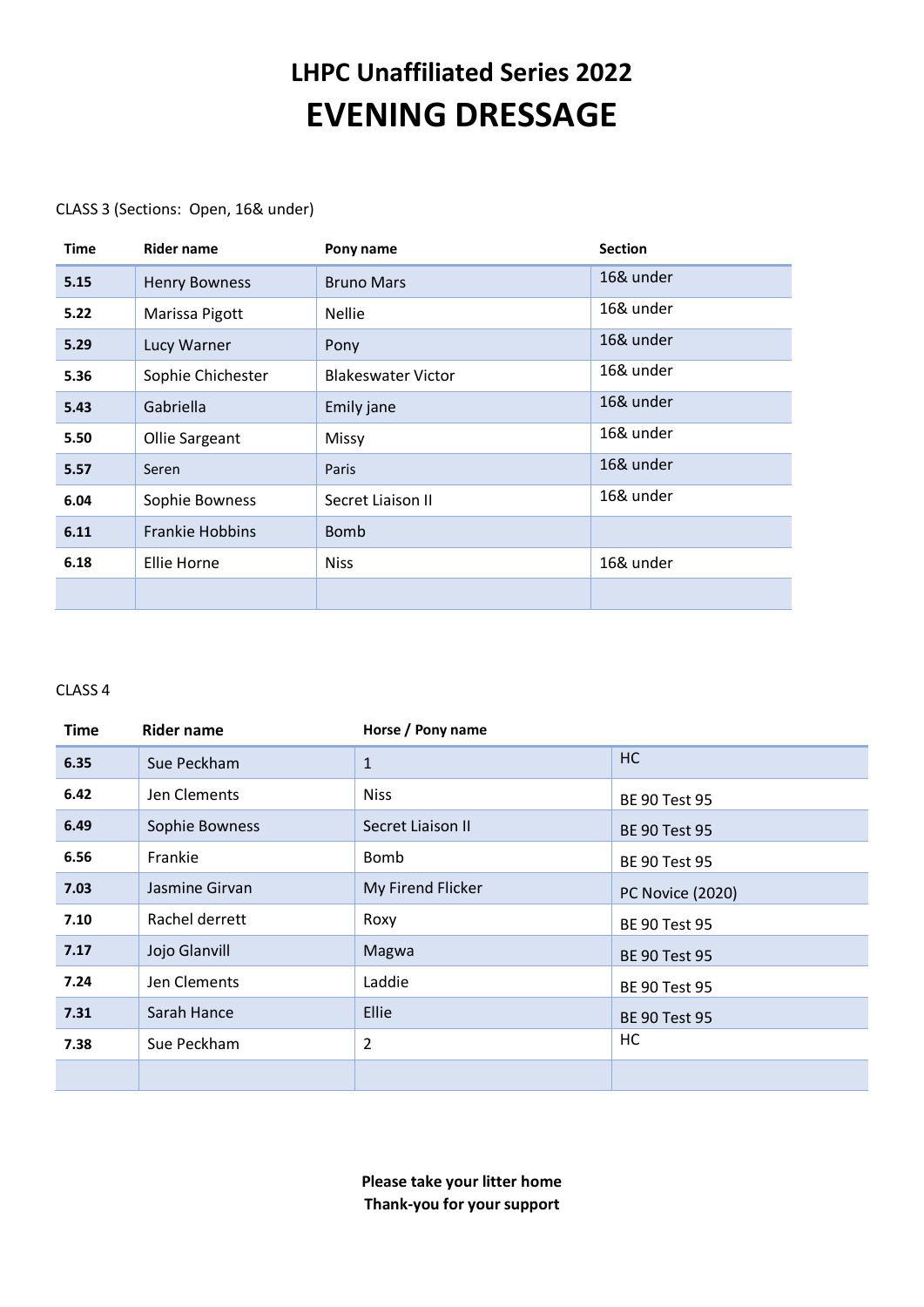# LHPC Unaffiliated Series 2022

# EVENING DRESSAGE

CLASS 3 (Sections: Open, 16& under)

| Time | Rider name | Pony name | Section |
|---|---|---|---|
| **5.15** | Henry Bowness | Bruno Mars | 16& under |
| **5.22** | Marissa Pigott | Nellie | 16& under |
| **5.29** | Lucy Warner | Pony | 16& under |
| **5.36** | Sophie Chichester | Blakeswater Victor | 16& under |
| **5.43** | Gabriella | Emily jane | 16& under |
| **5.50** | Ollie Sargeant | Missy | 16& under |
| **5.57** | Seren | Paris | 16& under |
| **6.04** | Sophie Bowness | Secret Liaison II | 16& under |
| **6.11** | Frankie Hobbins | Bomb | |
| **6.18** | Ellie Horne | Niss | 16& under |
| | | | |

CLASS 4

| Time | Rider name | Horse / Pony name | |
|---|---|---|---|
| **6.35** | Sue Peckham | 1 | HC |
| **6.42** | Jen Clements | Niss | BE 90 Test 95 |
| **6.49** | Sophie Bowness | Secret Liaison II | BE 90 Test 95 |
| **6.56** | Frankie | Bomb | BE 90 Test 95 |
| **7.03** | Jasmine Girvan | My Firend Flicker | PC Novice (2020) |
| **7.10** | Rachel derrett | Roxy | BE 90 Test 95 |
| **7.17** | Jojo Glanvill | Magwa | BE 90 Test 95 |
| **7.24** | Jen Clements | Laddie | BE 90 Test 95 |
| **7.31** | Sarah Hance | Ellie | BE 90 Test 95 |
| **7.38** | Sue Peckham | 2 | HC |
| | | | |

**Please take your litter home**
**Thank-you for your support**